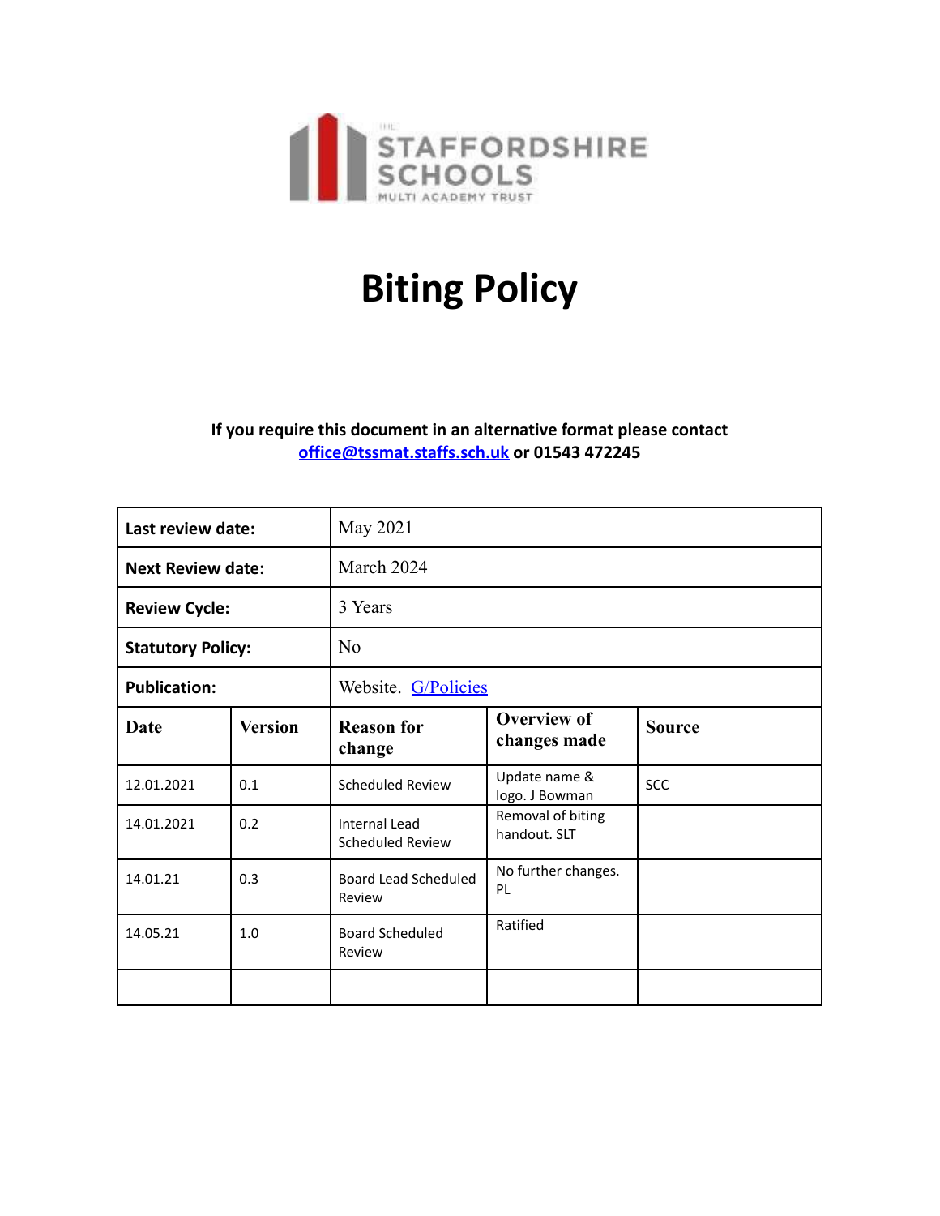THE STAFFORDSHIRE SCHOOLS MULTI ACADEMY TRUST

# Biting Policy

**If you require this document in an alternative format please contact office@tssmat.staffs.sch.uk or 01543 472245**

| | | | | |
|---|---|---|---|---|
| **Last review date:** | | May 2021 | | |
| **Next Review date:** | | March 2024 | | |
| **Review Cycle:** | | 3 Years | | |
| **Statutory Policy:** | | No | | |
| **Publication:** | | Website. G/Policies | | |
| **Date** | **Version** | **Reason for change** | **Overview of changes made** | **Source** |
| 12.01.2021 | 0.1 | Scheduled Review | Update name & logo. J Bowman | SCC |
| 14.01.2021 | 0.2 | Internal Lead Scheduled Review | Removal of biting handout. SLT | |
| 14.01.21 | 0.3 | Board Lead Scheduled Review | No further changes. PL | |
| 14.05.21 | 1.0 | Board Scheduled Review | Ratified | |
| | | | | |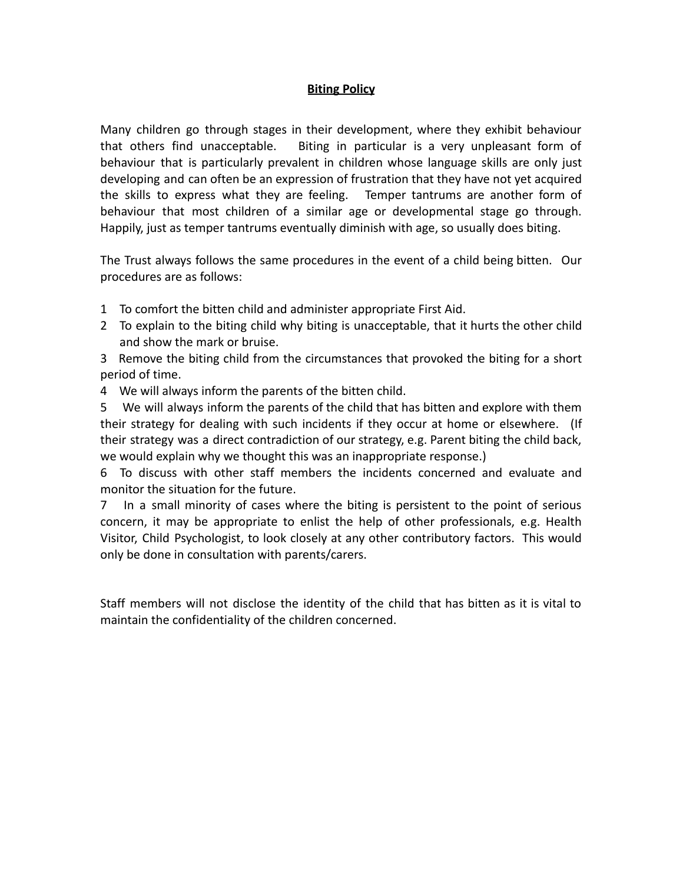**Biting Policy**

Many children go through stages in their development, where they exhibit behaviour that others find unacceptable. Biting in particular is a very unpleasant form of behaviour that is particularly prevalent in children whose language skills are only just developing and can often be an expression of frustration that they have not yet acquired the skills to express what they are feeling. Temper tantrums are another form of behaviour that most children of a similar age or developmental stage go through. Happily, just as temper tantrums eventually diminish with age, so usually does biting.

The Trust always follows the same procedures in the event of a child being bitten. Our procedures are as follows:

1. To comfort the bitten child and administer appropriate First Aid.
2. To explain to the biting child why biting is unacceptable, that it hurts the other child and show the mark or bruise.
3. Remove the biting child from the circumstances that provoked the biting for a short period of time.
4. We will always inform the parents of the bitten child.
5. We will always inform the parents of the child that has bitten and explore with them their strategy for dealing with such incidents if they occur at home or elsewhere. (If their strategy was a direct contradiction of our strategy, e.g. Parent biting the child back, we would explain why we thought this was an inappropriate response.)
6. To discuss with other staff members the incidents concerned and evaluate and monitor the situation for the future.
7. In a small minority of cases where the biting is persistent to the point of serious concern, it may be appropriate to enlist the help of other professionals, e.g. Health Visitor, Child Psychologist, to look closely at any other contributory factors. This would only be done in consultation with parents/carers.

Staff members will not disclose the identity of the child that has bitten as it is vital to maintain the confidentiality of the children concerned.